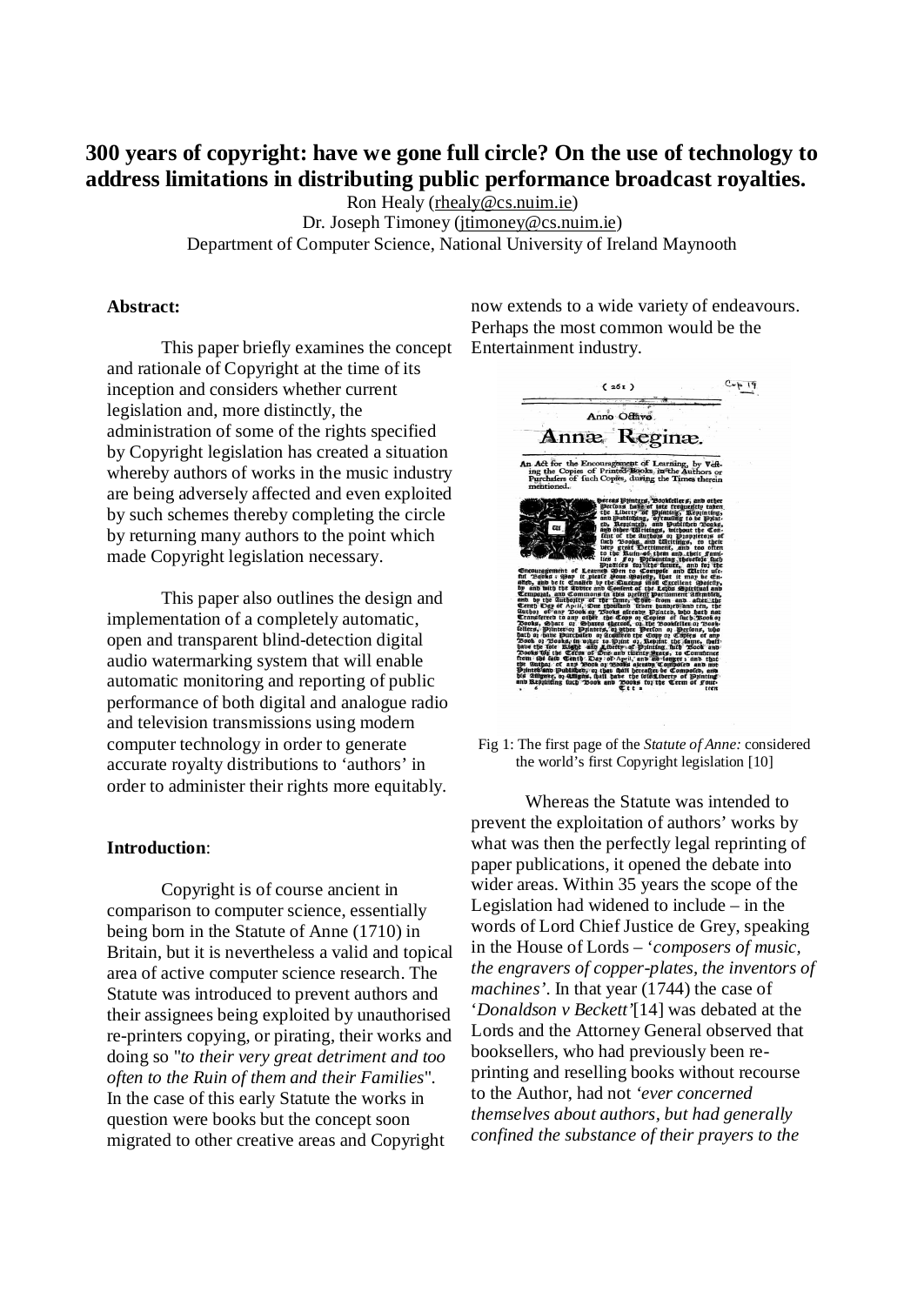# 300 years of copyright: have we gone full circle? On the use of technology to address limitations in distributing public performance broadcast royalties.

Ron Healy (rhealy@cs.nuim.ie)
Dr. Joseph Timoney (jtimoney@cs.nuim.ie)
Department of Computer Science, National University of Ireland Maynooth

**Abstract:**

This paper briefly examines the concept and rationale of Copyright at the time of its inception and considers whether current legislation and, more distinctly, the administration of some of the rights specified by Copyright legislation has created a situation whereby authors of works in the music industry are being adversely affected and even exploited by such schemes thereby completing the circle by returning many authors to the point which made Copyright legislation necessary.

This paper also outlines the design and implementation of a completely automatic, open and transparent blind-detection digital audio watermarking system that will enable automatic monitoring and reporting of public performance of both digital and analogue radio and television transmissions using modern computer technology in order to generate accurate royalty distributions to 'authors' in order to administer their rights more equitably.

**Introduction**:

Copyright is of course ancient in comparison to computer science, essentially being born in the Statute of Anne (1710) in Britain, but it is nevertheless a valid and topical area of active computer science research. The Statute was introduced to prevent authors and their assignees being exploited by unauthorised re-printers copying, or pirating, their works and doing so "*to their very great detriment and too often to the Ruin of them and their Families*". In the case of this early Statute the works in question were books but the concept soon migrated to other creative areas and Copyright now extends to a wide variety of endeavours. Perhaps the most common would be the Entertainment industry.

Fig 1: The first page of the *Statute of Anne:* considered the world's first Copyright legislation [10]

Whereas the Statute was intended to prevent the exploitation of authors' works by what was then the perfectly legal reprinting of paper publications, it opened the debate into wider areas. Within 35 years the scope of the Legislation had widened to include – in the words of Lord Chief Justice de Grey, speaking in the House of Lords – '*composers of music, the engravers of copper-plates, the inventors of machines'*. In that year (1744) the case of '*Donaldson v Beckett'*[14] was debated at the Lords and the Attorney General observed that booksellers, who had previously been re-printing and reselling books without recourse to the Author, had not *'ever concerned themselves about authors, but had generally confined the substance of their prayers to the*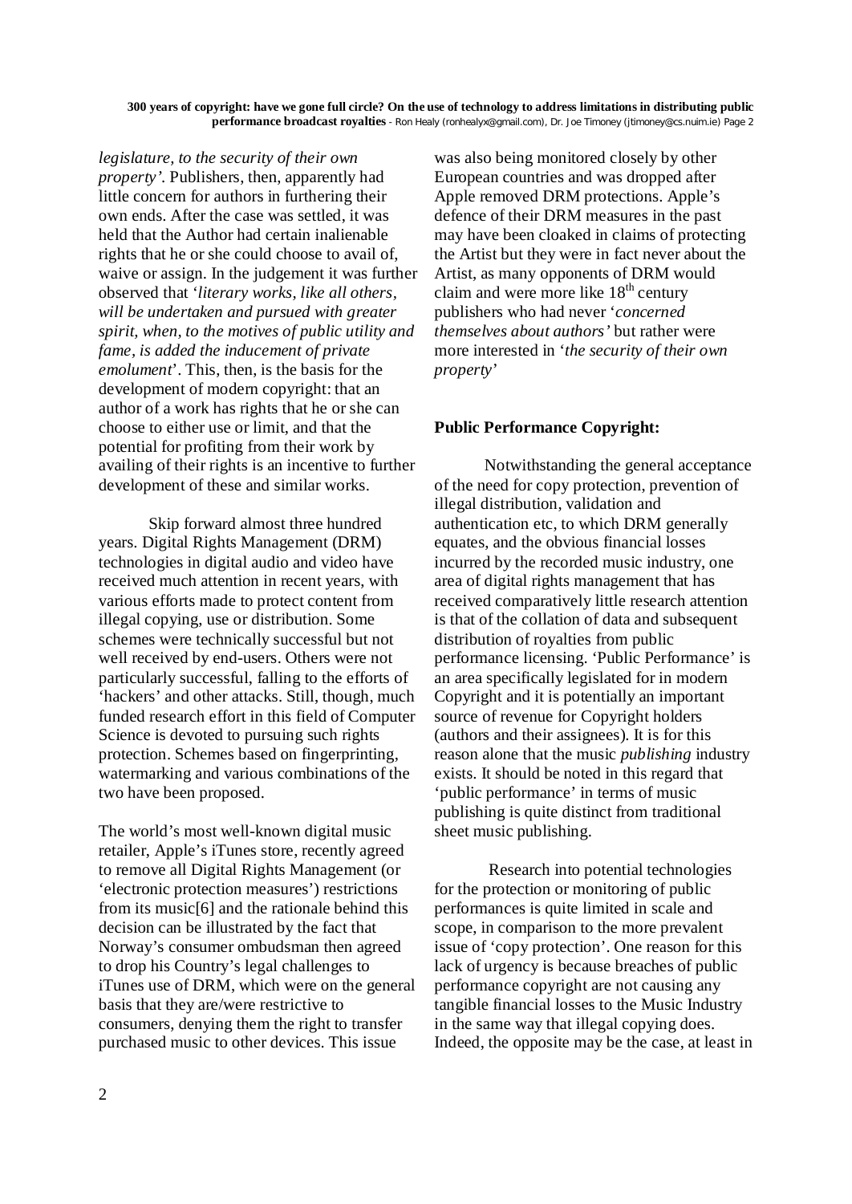*legislature, to the security of their own property'*. Publishers, then, apparently had little concern for authors in furthering their own ends. After the case was settled, it was held that the Author had certain inalienable rights that he or she could choose to avail of, waive or assign. In the judgement it was further observed that '*literary works, like all others, will be undertaken and pursued with greater spirit, when, to the motives of public utility and fame, is added the inducement of private emolument*'. This, then, is the basis for the development of modern copyright: that an author of a work has rights that he or she can choose to either use or limit, and that the potential for profiting from their work by availing of their rights is an incentive to further development of these and similar works.

Skip forward almost three hundred years. Digital Rights Management (DRM) technologies in digital audio and video have received much attention in recent years, with various efforts made to protect content from illegal copying, use or distribution. Some schemes were technically successful but not well received by end-users. Others were not particularly successful, falling to the efforts of 'hackers' and other attacks. Still, though, much funded research effort in this field of Computer Science is devoted to pursuing such rights protection. Schemes based on fingerprinting, watermarking and various combinations of the two have been proposed.

The world's most well-known digital music retailer, Apple's iTunes store, recently agreed to remove all Digital Rights Management (or 'electronic protection measures') restrictions from its music[6] and the rationale behind this decision can be illustrated by the fact that Norway's consumer ombudsman then agreed to drop his Country's legal challenges to iTunes use of DRM, which were on the general basis that they are/were restrictive to consumers, denying them the right to transfer purchased music to other devices. This issue was also being monitored closely by other European countries and was dropped after Apple removed DRM protections. Apple's defence of their DRM measures in the past may have been cloaked in claims of protecting the Artist but they were in fact never about the Artist, as many opponents of DRM would claim and were more like 18th century publishers who had never '*concerned themselves about authors'* but rather were more interested in '*the security of their own property*'

**Public Performance Copyright:**

Notwithstanding the general acceptance of the need for copy protection, prevention of illegal distribution, validation and authentication etc, to which DRM generally equates, and the obvious financial losses incurred by the recorded music industry, one area of digital rights management that has received comparatively little research attention is that of the collation of data and subsequent distribution of royalties from public performance licensing. 'Public Performance' is an area specifically legislated for in modern Copyright and it is potentially an important source of revenue for Copyright holders (authors and their assignees). It is for this reason alone that the music *publishing* industry exists. It should be noted in this regard that 'public performance' in terms of music publishing is quite distinct from traditional sheet music publishing.

Research into potential technologies for the protection or monitoring of public performances is quite limited in scale and scope, in comparison to the more prevalent issue of 'copy protection'. One reason for this lack of urgency is because breaches of public performance copyright are not causing any tangible financial losses to the Music Industry in the same way that illegal copying does. Indeed, the opposite may be the case, at least in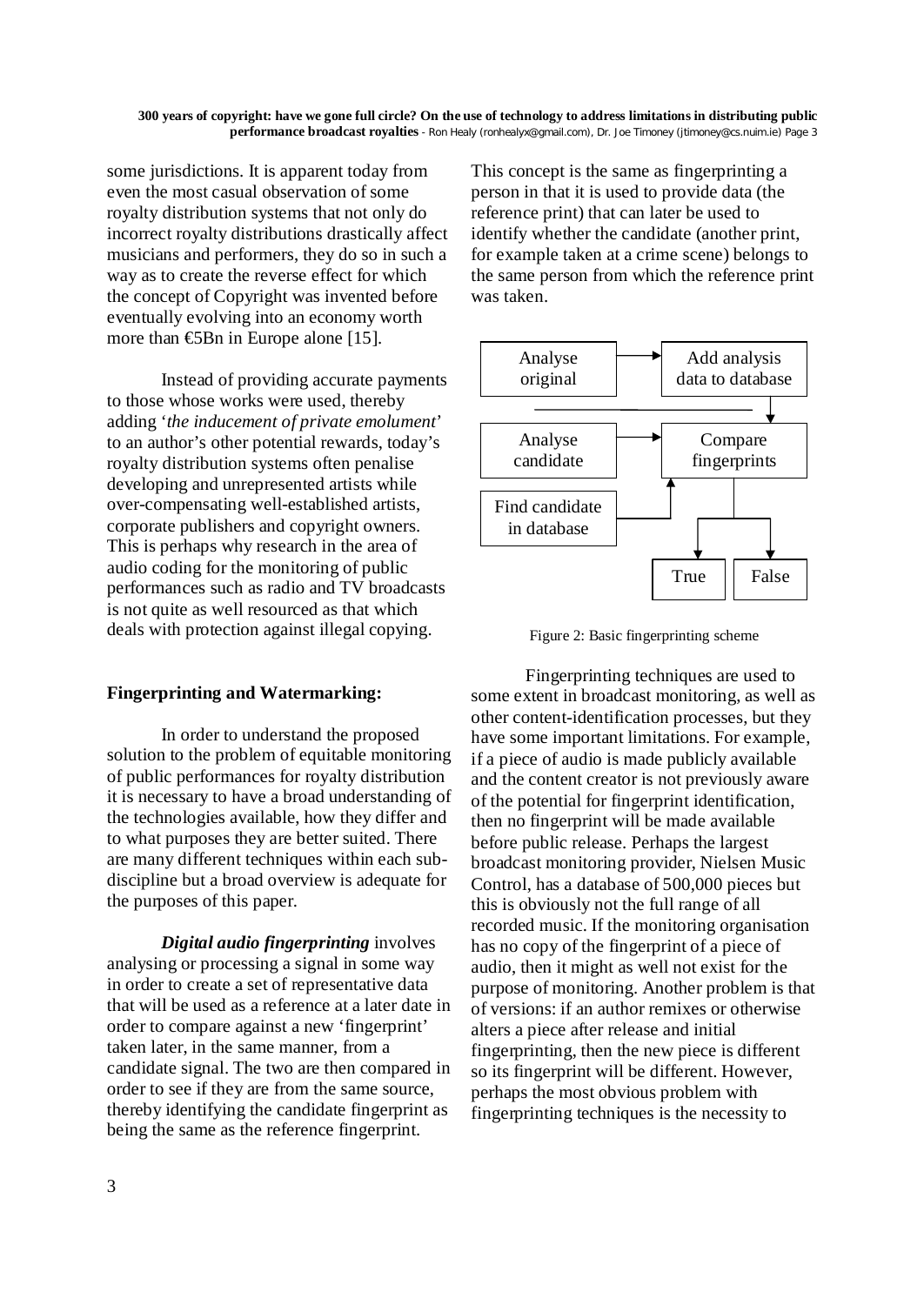some jurisdictions. It is apparent today from even the most casual observation of some royalty distribution systems that not only do incorrect royalty distributions drastically affect musicians and performers, they do so in such a way as to create the reverse effect for which the concept of Copyright was invented before eventually evolving into an economy worth more than €5Bn in Europe alone [15].

Instead of providing accurate payments to those whose works were used, thereby adding '*the inducement of private emolument*' to an author's other potential rewards, today's royalty distribution systems often penalise developing and unrepresented artists while over-compensating well-established artists, corporate publishers and copyright owners. This is perhaps why research in the area of audio coding for the monitoring of public performances such as radio and TV broadcasts is not quite as well resourced as that which deals with protection against illegal copying.

## Fingerprinting and Watermarking:

In order to understand the proposed solution to the problem of equitable monitoring of public performances for royalty distribution it is necessary to have a broad understanding of the technologies available, how they differ and to what purposes they are better suited. There are many different techniques within each sub-discipline but a broad overview is adequate for the purposes of this paper.

***Digital audio fingerprinting*** involves analysing or processing a signal in some way in order to create a set of representative data that will be used as a reference at a later date in order to compare against a new 'fingerprint' taken later, in the same manner, from a candidate signal. The two are then compared in order to see if they are from the same source, thereby identifying the candidate fingerprint as being the same as the reference fingerprint. This concept is the same as fingerprinting a person in that it is used to provide data (the reference print) that can later be used to identify whether the candidate (another print, for example taken at a crime scene) belongs to the same person from which the reference print was taken.

Analyse original → Add analysis data to database

Analyse candidate → Compare fingerprints

Find candidate in database → Compare fingerprints

Compare fingerprints → True / False

Figure 2: Basic fingerprinting scheme

Fingerprinting techniques are used to some extent in broadcast monitoring, as well as other content-identification processes, but they have some important limitations. For example, if a piece of audio is made publicly available and the content creator is not previously aware of the potential for fingerprint identification, then no fingerprint will be made available before public release. Perhaps the largest broadcast monitoring provider, Nielsen Music Control, has a database of 500,000 pieces but this is obviously not the full range of all recorded music. If the monitoring organisation has no copy of the fingerprint of a piece of audio, then it might as well not exist for the purpose of monitoring. Another problem is that of versions: if an author remixes or otherwise alters a piece after release and initial fingerprinting, then the new piece is different so its fingerprint will be different. However, perhaps the most obvious problem with fingerprinting techniques is the necessity to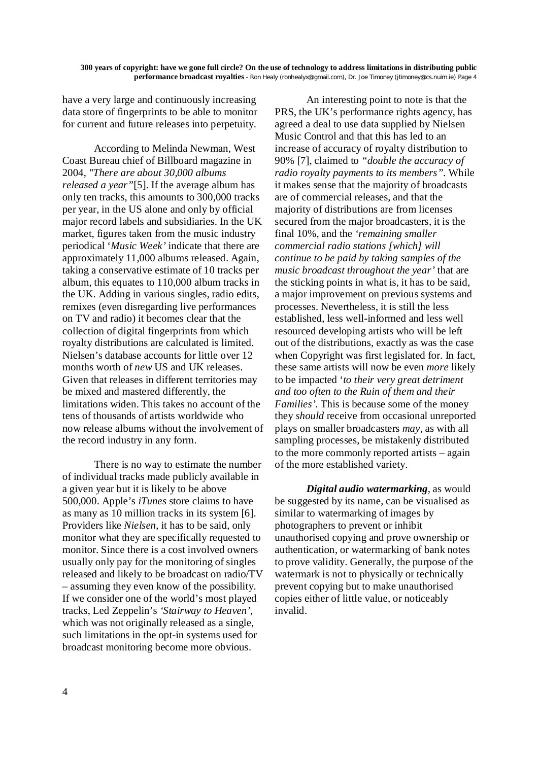have a very large and continuously increasing data store of fingerprints to be able to monitor for current and future releases into perpetuity.

According to Melinda Newman, West Coast Bureau chief of Billboard magazine in 2004, *"There are about 30,000 albums released a year"*[5]. If the average album has only ten tracks, this amounts to 300,000 tracks per year, in the US alone and only by official major record labels and subsidiaries. In the UK market, figures taken from the music industry periodical '*Music Week'* indicate that there are approximately 11,000 albums released. Again, taking a conservative estimate of 10 tracks per album, this equates to 110,000 album tracks in the UK. Adding in various singles, radio edits, remixes (even disregarding live performances on TV and radio) it becomes clear that the collection of digital fingerprints from which royalty distributions are calculated is limited. Nielsen's database accounts for little over 12 months worth of *new* US and UK releases. Given that releases in different territories may be mixed and mastered differently, the limitations widen. This takes no account of the tens of thousands of artists worldwide who now release albums without the involvement of the record industry in any form.

There is no way to estimate the number of individual tracks made publicly available in a given year but it is likely to be above 500,000. Apple's *iTunes* store claims to have as many as 10 million tracks in its system [6]. Providers like *Nielsen*, it has to be said, only monitor what they are specifically requested to monitor. Since there is a cost involved owners usually only pay for the monitoring of singles released and likely to be broadcast on radio/TV – assuming they even know of the possibility. If we consider one of the world's most played tracks, Led Zeppelin's *'Stairway to Heaven'*, which was not originally released as a single, such limitations in the opt-in systems used for broadcast monitoring become more obvious.

An interesting point to note is that the PRS, the UK's performance rights agency, has agreed a deal to use data supplied by Nielsen Music Control and that this has led to an increase of accuracy of royalty distribution to 90% [7], claimed to *"double the accuracy of radio royalty payments to its members"*. While it makes sense that the majority of broadcasts are of commercial releases, and that the majority of distributions are from licenses secured from the major broadcasters, it is the final 10%, and the *'remaining smaller commercial radio stations [which] will continue to be paid by taking samples of the music broadcast throughout the year'* that are the sticking points in what is, it has to be said, a major improvement on previous systems and processes. Nevertheless, it is still the less established, less well-informed and less well resourced developing artists who will be left out of the distributions, exactly as was the case when Copyright was first legislated for. In fact, these same artists will now be even *more* likely to be impacted *'to their very great detriment and too often to the Ruin of them and their Families'*. This is because some of the money they *should* receive from occasional unreported plays on smaller broadcasters *may*, as with all sampling processes, be mistakenly distributed to the more commonly reported artists – again of the more established variety.

***Digital audio watermarking***, as would be suggested by its name, can be visualised as similar to watermarking of images by photographers to prevent or inhibit unauthorised copying and prove ownership or authentication, or watermarking of bank notes to prove validity. Generally, the purpose of the watermark is not to physically or technically prevent copying but to make unauthorised copies either of little value, or noticeably invalid.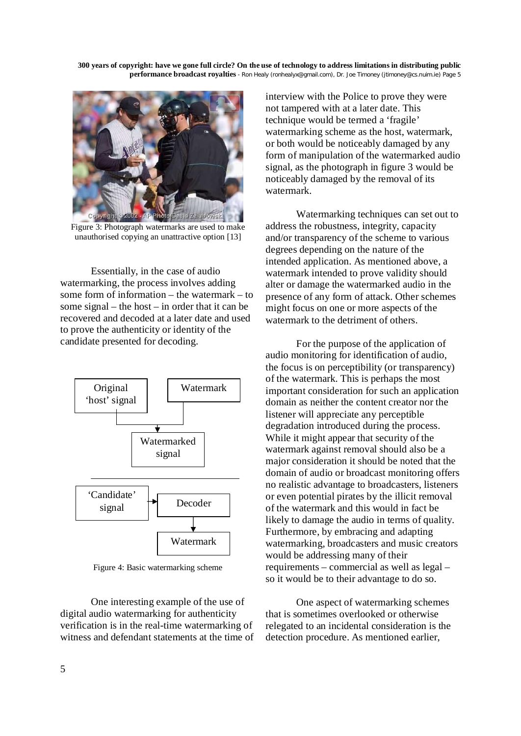Figure 3: Photograph watermarks are used to make unauthorised copying an unattractive option [13]

Essentially, in the case of audio watermarking, the process involves adding some form of information – the watermark – to some signal – the host – in order that it can be recovered and decoded at a later date and used to prove the authenticity or identity of the candidate presented for decoding.

Figure 4: Basic watermarking scheme

One interesting example of the use of digital audio watermarking for authenticity verification is in the real-time watermarking of witness and defendant statements at the time of interview with the Police to prove they were not tampered with at a later date. This technique would be termed a 'fragile' watermarking scheme as the host, watermark, or both would be noticeably damaged by any form of manipulation of the watermarked audio signal, as the photograph in figure 3 would be noticeably damaged by the removal of its watermark.

Watermarking techniques can set out to address the robustness, integrity, capacity and/or transparency of the scheme to various degrees depending on the nature of the intended application. As mentioned above, a watermark intended to prove validity should alter or damage the watermarked audio in the presence of any form of attack. Other schemes might focus on one or more aspects of the watermark to the detriment of others.

For the purpose of the application of audio monitoring for identification of audio, the focus is on perceptibility (or transparency) of the watermark. This is perhaps the most important consideration for such an application domain as neither the content creator nor the listener will appreciate any perceptible degradation introduced during the process. While it might appear that security of the watermark against removal should also be a major consideration it should be noted that the domain of audio or broadcast monitoring offers no realistic advantage to broadcasters, listeners or even potential pirates by the illicit removal of the watermark and this would in fact be likely to damage the audio in terms of quality. Furthermore, by embracing and adapting watermarking, broadcasters and music creators would be addressing many of their requirements – commercial as well as legal – so it would be to their advantage to do so.

One aspect of watermarking schemes that is sometimes overlooked or otherwise relegated to an incidental consideration is the detection procedure. As mentioned earlier,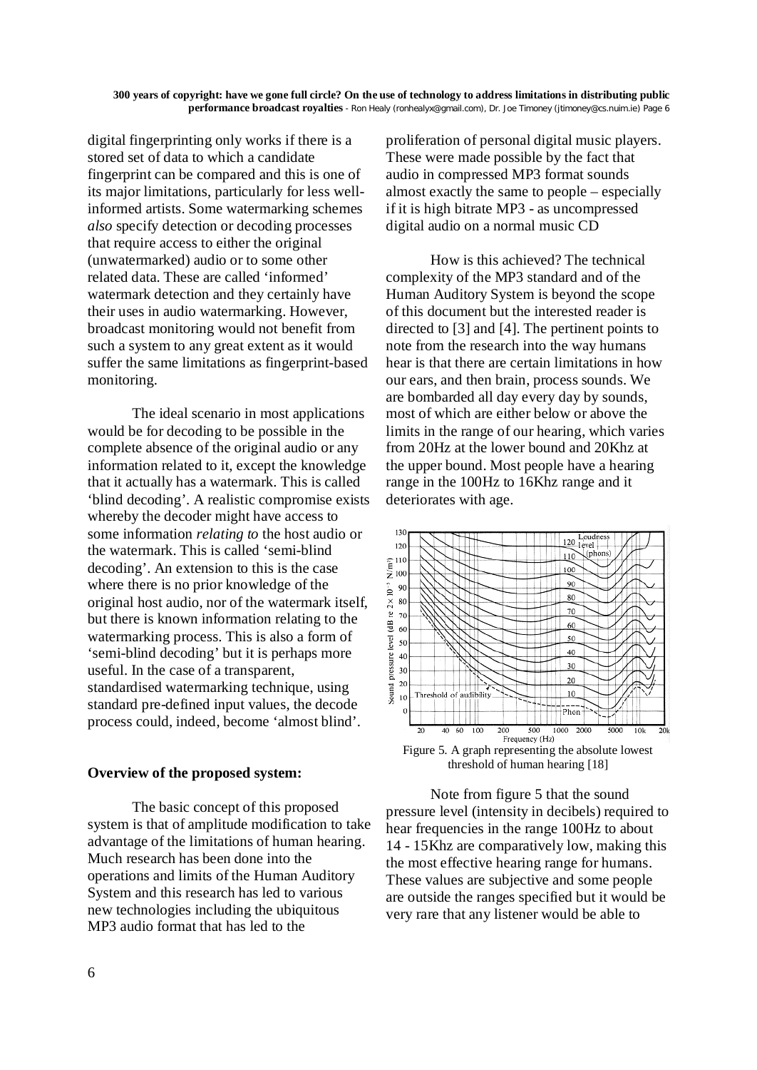digital fingerprinting only works if there is a stored set of data to which a candidate fingerprint can be compared and this is one of its major limitations, particularly for less well-informed artists. Some watermarking schemes *also* specify detection or decoding processes that require access to either the original (unwatermarked) audio or to some other related data. These are called 'informed' watermark detection and they certainly have their uses in audio watermarking. However, broadcast monitoring would not benefit from such a system to any great extent as it would suffer the same limitations as fingerprint-based monitoring.

The ideal scenario in most applications would be for decoding to be possible in the complete absence of the original audio or any information related to it, except the knowledge that it actually has a watermark. This is called 'blind decoding'. A realistic compromise exists whereby the decoder might have access to some information *relating to* the host audio or the watermark. This is called 'semi-blind decoding'. An extension to this is the case where there is no prior knowledge of the original host audio, nor of the watermark itself, but there is known information relating to the watermarking process. This is also a form of 'semi-blind decoding' but it is perhaps more useful. In the case of a transparent, standardised watermarking technique, using standard pre-defined input values, the decode process could, indeed, become 'almost blind'.

**Overview of the proposed system:**

The basic concept of this proposed system is that of amplitude modification to take advantage of the limitations of human hearing. Much research has been done into the operations and limits of the Human Auditory System and this research has led to various new technologies including the ubiquitous MP3 audio format that has led to the proliferation of personal digital music players. These were made possible by the fact that audio in compressed MP3 format sounds almost exactly the same to people – especially if it is high bitrate MP3 - as uncompressed digital audio on a normal music CD

How is this achieved? The technical complexity of the MP3 standard and of the Human Auditory System is beyond the scope of this document but the interested reader is directed to [3] and [4]. The pertinent points to note from the research into the way humans hear is that there are certain limitations in how our ears, and then brain, process sounds. We are bombarded all day every day by sounds, most of which are either below or above the limits in the range of our hearing, which varies from 20Hz at the lower bound and 20Khz at the upper bound. Most people have a hearing range in the 100Hz to 16Khz range and it deteriorates with age.

Figure 5. A graph representing the absolute lowest threshold of human hearing [18]

Note from figure 5 that the sound pressure level (intensity in decibels) required to hear frequencies in the range 100Hz to about 14 - 15Khz are comparatively low, making this the most effective hearing range for humans. These values are subjective and some people are outside the ranges specified but it would be very rare that any listener would be able to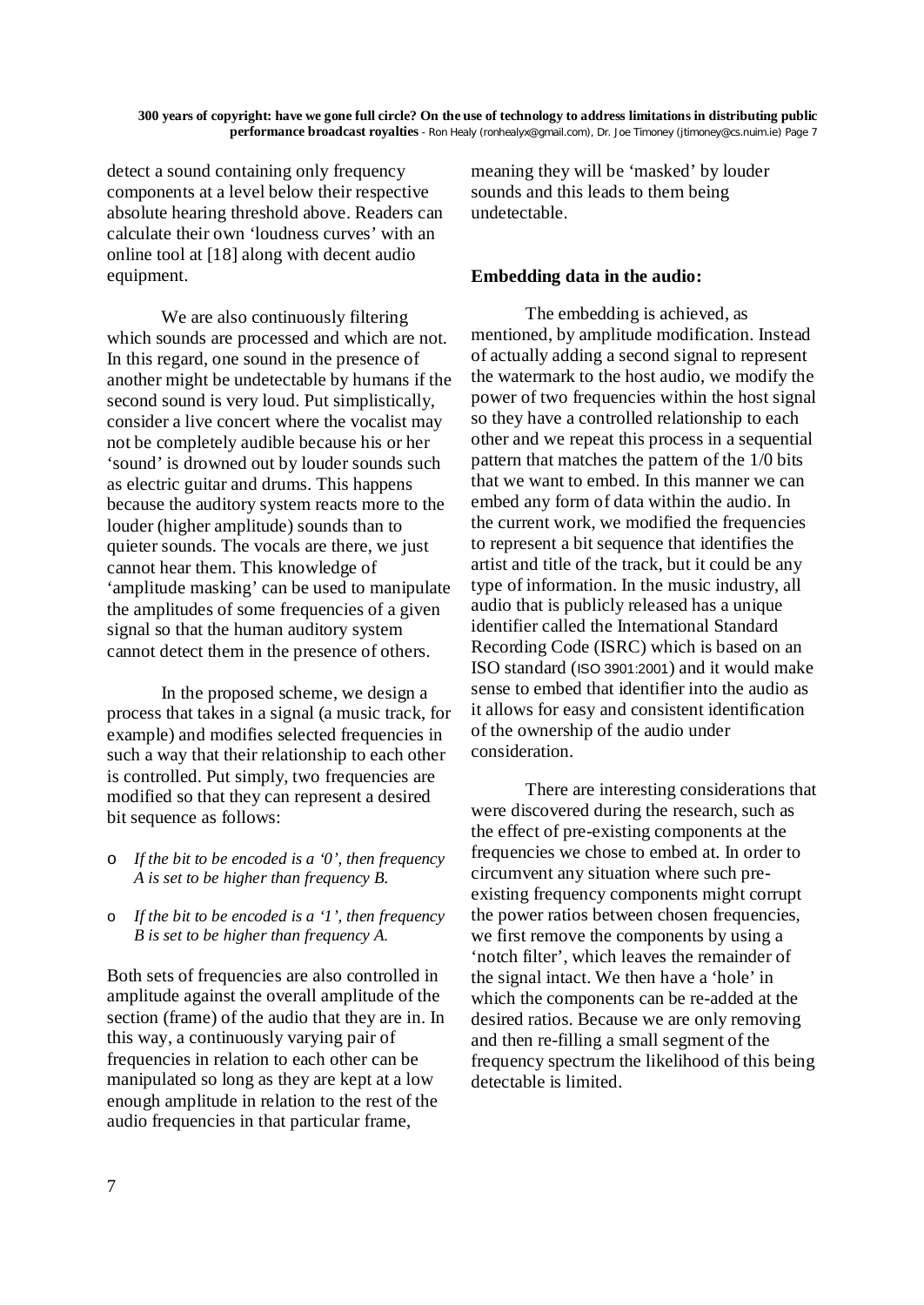detect a sound containing only frequency components at a level below their respective absolute hearing threshold above. Readers can calculate their own 'loudness curves' with an online tool at [18] along with decent audio equipment.

We are also continuously filtering which sounds are processed and which are not. In this regard, one sound in the presence of another might be undetectable by humans if the second sound is very loud. Put simplistically, consider a live concert where the vocalist may not be completely audible because his or her 'sound' is drowned out by louder sounds such as electric guitar and drums. This happens because the auditory system reacts more to the louder (higher amplitude) sounds than to quieter sounds. The vocals are there, we just cannot hear them. This knowledge of 'amplitude masking' can be used to manipulate the amplitudes of some frequencies of a given signal so that the human auditory system cannot detect them in the presence of others.

In the proposed scheme, we design a process that takes in a signal (a music track, for example) and modifies selected frequencies in such a way that their relationship to each other is controlled. Put simply, two frequencies are modified so that they can represent a desired bit sequence as follows:

- *If the bit to be encoded is a '0', then frequency A is set to be higher than frequency B.*
- *If the bit to be encoded is a '1', then frequency B is set to be higher than frequency A.*

Both sets of frequencies are also controlled in amplitude against the overall amplitude of the section (frame) of the audio that they are in. In this way, a continuously varying pair of frequencies in relation to each other can be manipulated so long as they are kept at a low enough amplitude in relation to the rest of the audio frequencies in that particular frame, meaning they will be 'masked' by louder sounds and this leads to them being undetectable.

**Embedding data in the audio:**

The embedding is achieved, as mentioned, by amplitude modification. Instead of actually adding a second signal to represent the watermark to the host audio, we modify the power of two frequencies within the host signal so they have a controlled relationship to each other and we repeat this process in a sequential pattern that matches the pattern of the 1/0 bits that we want to embed. In this manner we can embed any form of data within the audio. In the current work, we modified the frequencies to represent a bit sequence that identifies the artist and title of the track, but it could be any type of information. In the music industry, all audio that is publicly released has a unique identifier called the International Standard Recording Code (ISRC) which is based on an ISO standard (ISO 3901:2001) and it would make sense to embed that identifier into the audio as it allows for easy and consistent identification of the ownership of the audio under consideration.

There are interesting considerations that were discovered during the research, such as the effect of pre-existing components at the frequencies we chose to embed at. In order to circumvent any situation where such pre-existing frequency components might corrupt the power ratios between chosen frequencies, we first remove the components by using a 'notch filter', which leaves the remainder of the signal intact. We then have a 'hole' in which the components can be re-added at the desired ratios. Because we are only removing and then re-filling a small segment of the frequency spectrum the likelihood of this being detectable is limited.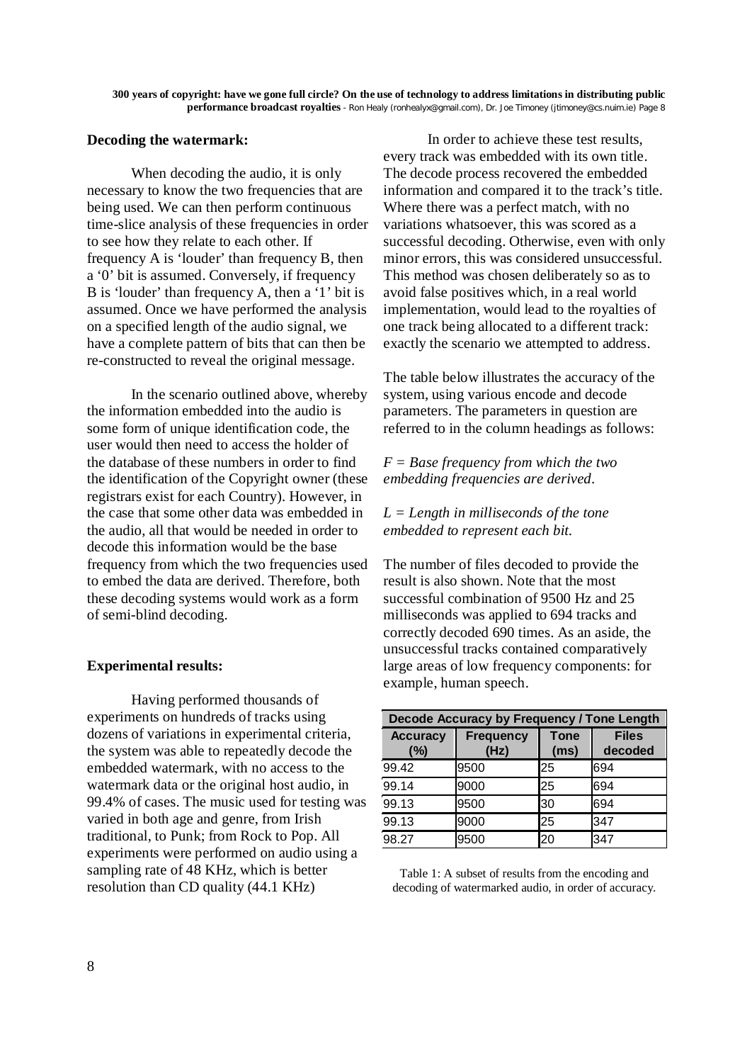### Decoding the watermark:

When decoding the audio, it is only necessary to know the two frequencies that are being used. We can then perform continuous time-slice analysis of these frequencies in order to see how they relate to each other. If frequency A is 'louder' than frequency B, then a '0' bit is assumed. Conversely, if frequency B is 'louder' than frequency A, then a '1' bit is assumed. Once we have performed the analysis on a specified length of the audio signal, we have a complete pattern of bits that can then be re-constructed to reveal the original message.

In the scenario outlined above, whereby the information embedded into the audio is some form of unique identification code, the user would then need to access the holder of the database of these numbers in order to find the identification of the Copyright owner (these registrars exist for each Country). However, in the case that some other data was embedded in the audio, all that would be needed in order to decode this information would be the base frequency from which the two frequencies used to embed the data are derived. Therefore, both these decoding systems would work as a form of semi-blind decoding.

### Experimental results:

Having performed thousands of experiments on hundreds of tracks using dozens of variations in experimental criteria, the system was able to repeatedly decode the embedded watermark, with no access to the watermark data or the original host audio, in 99.4% of cases. The music used for testing was varied in both age and genre, from Irish traditional, to Punk; from Rock to Pop. All experiments were performed on audio using a sampling rate of 48 KHz, which is better resolution than CD quality (44.1 KHz)

In order to achieve these test results, every track was embedded with its own title. The decode process recovered the embedded information and compared it to the track's title. Where there was a perfect match, with no variations whatsoever, this was scored as a successful decoding. Otherwise, even with only minor errors, this was considered unsuccessful. This method was chosen deliberately so as to avoid false positives which, in a real world implementation, would lead to the royalties of one track being allocated to a different track: exactly the scenario we attempted to address.

The table below illustrates the accuracy of the system, using various encode and decode parameters. The parameters in question are referred to in the column headings as follows:

*F = Base frequency from which the two embedding frequencies are derived.*

*L = Length in milliseconds of the tone embedded to represent each bit.*

The number of files decoded to provide the result is also shown. Note that the most successful combination of 9500 Hz and 25 milliseconds was applied to 694 tracks and correctly decoded 690 times. As an aside, the unsuccessful tracks contained comparatively large areas of low frequency components: for example, human speech.

**Decode Accuracy by Frequency / Tone Length**

| Accuracy (%) | Frequency (Hz) | Tone (ms) | Files decoded |
|---|---|---|---|
| 99.42 | 9500 | 25 | 694 |
| 99.14 | 9000 | 25 | 694 |
| 99.13 | 9500 | 30 | 694 |
| 99.13 | 9000 | 25 | 347 |
| 98.27 | 9500 | 20 | 347 |

Table 1: A subset of results from the encoding and decoding of watermarked audio, in order of accuracy.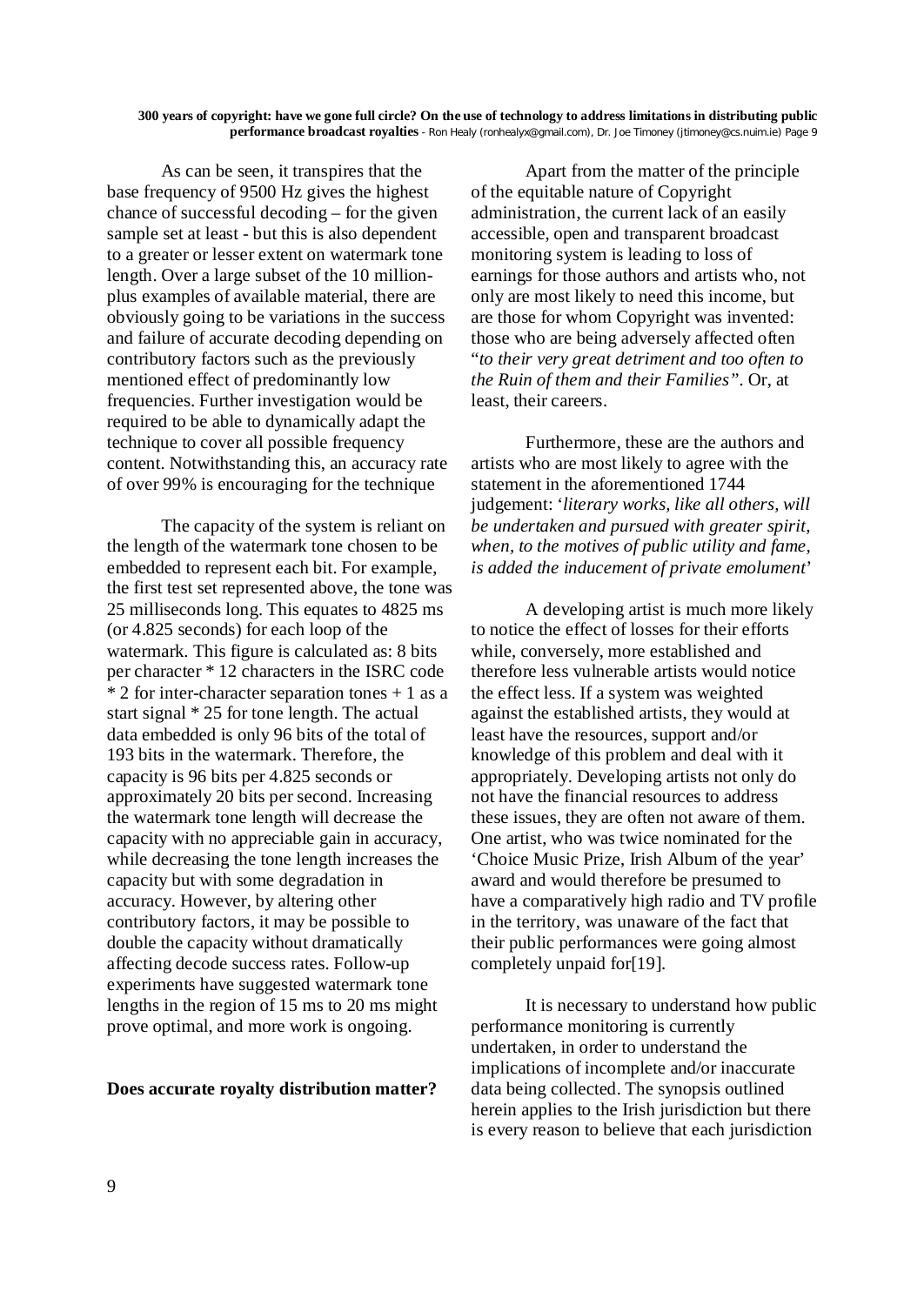As can be seen, it transpires that the base frequency of 9500 Hz gives the highest chance of successful decoding – for the given sample set at least - but this is also dependent to a greater or lesser extent on watermark tone length. Over a large subset of the 10 million-plus examples of available material, there are obviously going to be variations in the success and failure of accurate decoding depending on contributory factors such as the previously mentioned effect of predominantly low frequencies. Further investigation would be required to be able to dynamically adapt the technique to cover all possible frequency content. Notwithstanding this, an accuracy rate of over 99% is encouraging for the technique

The capacity of the system is reliant on the length of the watermark tone chosen to be embedded to represent each bit. For example, the first test set represented above, the tone was 25 milliseconds long. This equates to 4825 ms (or 4.825 seconds) for each loop of the watermark. This figure is calculated as: 8 bits per character * 12 characters in the ISRC code * 2 for inter-character separation tones + 1 as a start signal * 25 for tone length. The actual data embedded is only 96 bits of the total of 193 bits in the watermark. Therefore, the capacity is 96 bits per 4.825 seconds or approximately 20 bits per second. Increasing the watermark tone length will decrease the capacity with no appreciable gain in accuracy, while decreasing the tone length increases the capacity but with some degradation in accuracy. However, by altering other contributory factors, it may be possible to double the capacity without dramatically affecting decode success rates. Follow-up experiments have suggested watermark tone lengths in the region of 15 ms to 20 ms might prove optimal, and more work is ongoing.

**Does accurate royalty distribution matter?**

Apart from the matter of the principle of the equitable nature of Copyright administration, the current lack of an easily accessible, open and transparent broadcast monitoring system is leading to loss of earnings for those authors and artists who, not only are most likely to need this income, but are those for whom Copyright was invented: those who are being adversely affected often "*to their very great detriment and too often to the Ruin of them and their Families"*. Or, at least, their careers.

Furthermore, these are the authors and artists who are most likely to agree with the statement in the aforementioned 1744 judgement: '*literary works, like all others, will be undertaken and pursued with greater spirit, when, to the motives of public utility and fame, is added the inducement of private emolument*'

A developing artist is much more likely to notice the effect of losses for their efforts while, conversely, more established and therefore less vulnerable artists would notice the effect less. If a system was weighted against the established artists, they would at least have the resources, support and/or knowledge of this problem and deal with it appropriately. Developing artists not only do not have the financial resources to address these issues, they are often not aware of them. One artist, who was twice nominated for the 'Choice Music Prize, Irish Album of the year' award and would therefore be presumed to have a comparatively high radio and TV profile in the territory, was unaware of the fact that their public performances were going almost completely unpaid for[19].

It is necessary to understand how public performance monitoring is currently undertaken, in order to understand the implications of incomplete and/or inaccurate data being collected. The synopsis outlined herein applies to the Irish jurisdiction but there is every reason to believe that each jurisdiction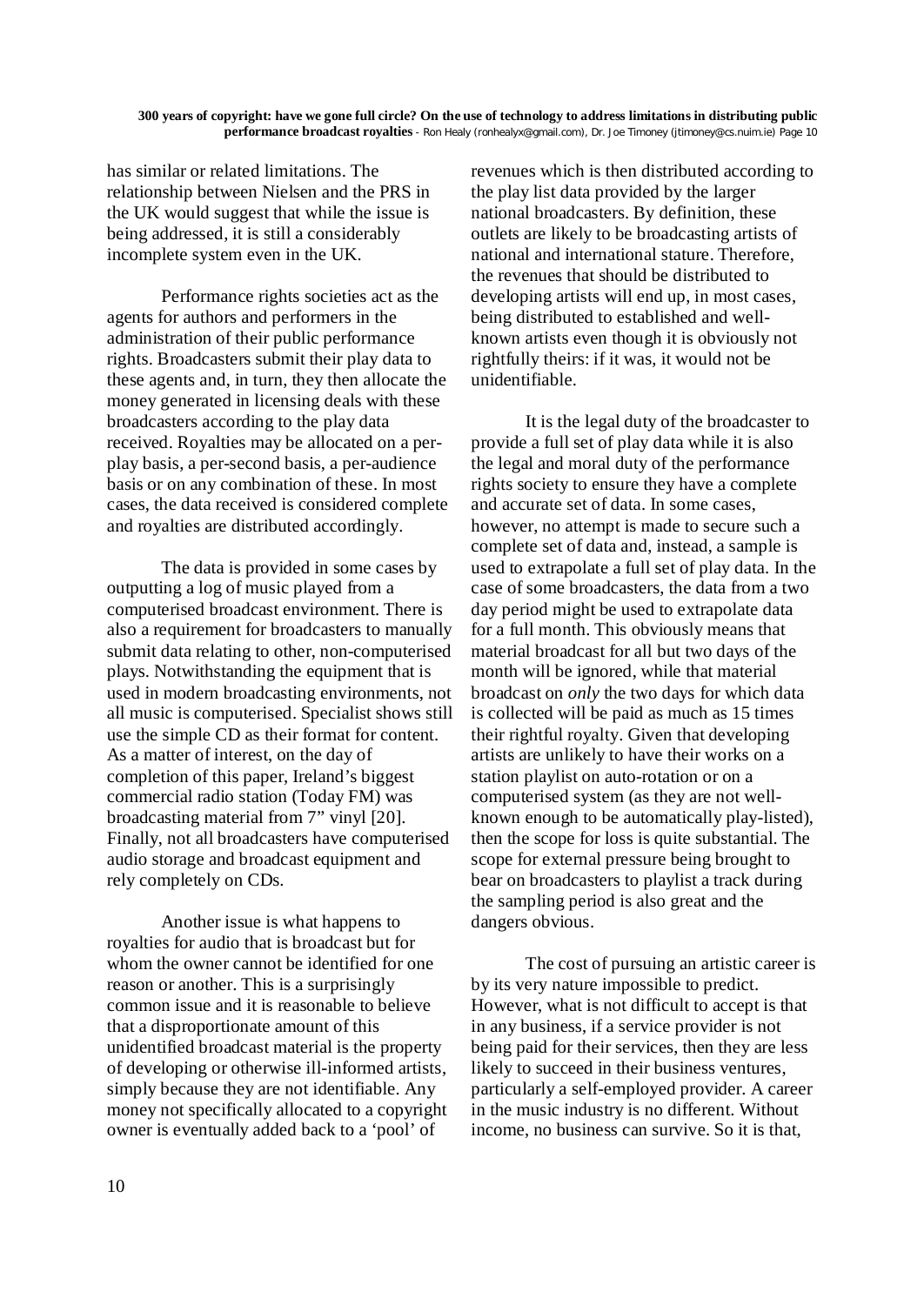has similar or related limitations. The relationship between Nielsen and the PRS in the UK would suggest that while the issue is being addressed, it is still a considerably incomplete system even in the UK.

Performance rights societies act as the agents for authors and performers in the administration of their public performance rights. Broadcasters submit their play data to these agents and, in turn, they then allocate the money generated in licensing deals with these broadcasters according to the play data received. Royalties may be allocated on a per-play basis, a per-second basis, a per-audience basis or on any combination of these. In most cases, the data received is considered complete and royalties are distributed accordingly.

The data is provided in some cases by outputting a log of music played from a computerised broadcast environment. There is also a requirement for broadcasters to manually submit data relating to other, non-computerised plays. Notwithstanding the equipment that is used in modern broadcasting environments, not all music is computerised. Specialist shows still use the simple CD as their format for content. As a matter of interest, on the day of completion of this paper, Ireland's biggest commercial radio station (Today FM) was broadcasting material from 7" vinyl [20]. Finally, not all broadcasters have computerised audio storage and broadcast equipment and rely completely on CDs.

Another issue is what happens to royalties for audio that is broadcast but for whom the owner cannot be identified for one reason or another. This is a surprisingly common issue and it is reasonable to believe that a disproportionate amount of this unidentified broadcast material is the property of developing or otherwise ill-informed artists, simply because they are not identifiable. Any money not specifically allocated to a copyright owner is eventually added back to a 'pool' of revenues which is then distributed according to the play list data provided by the larger national broadcasters. By definition, these outlets are likely to be broadcasting artists of national and international stature. Therefore, the revenues that should be distributed to developing artists will end up, in most cases, being distributed to established and well-known artists even though it is obviously not rightfully theirs: if it was, it would not be unidentifiable.

It is the legal duty of the broadcaster to provide a full set of play data while it is also the legal and moral duty of the performance rights society to ensure they have a complete and accurate set of data. In some cases, however, no attempt is made to secure such a complete set of data and, instead, a sample is used to extrapolate a full set of play data. In the case of some broadcasters, the data from a two day period might be used to extrapolate data for a full month. This obviously means that material broadcast for all but two days of the month will be ignored, while that material broadcast on *only* the two days for which data is collected will be paid as much as 15 times their rightful royalty. Given that developing artists are unlikely to have their works on a station playlist on auto-rotation or on a computerised system (as they are not well-known enough to be automatically play-listed), then the scope for loss is quite substantial. The scope for external pressure being brought to bear on broadcasters to playlist a track during the sampling period is also great and the dangers obvious.

The cost of pursuing an artistic career is by its very nature impossible to predict. However, what is not difficult to accept is that in any business, if a service provider is not being paid for their services, then they are less likely to succeed in their business ventures, particularly a self-employed provider. A career in the music industry is no different. Without income, no business can survive. So it is that,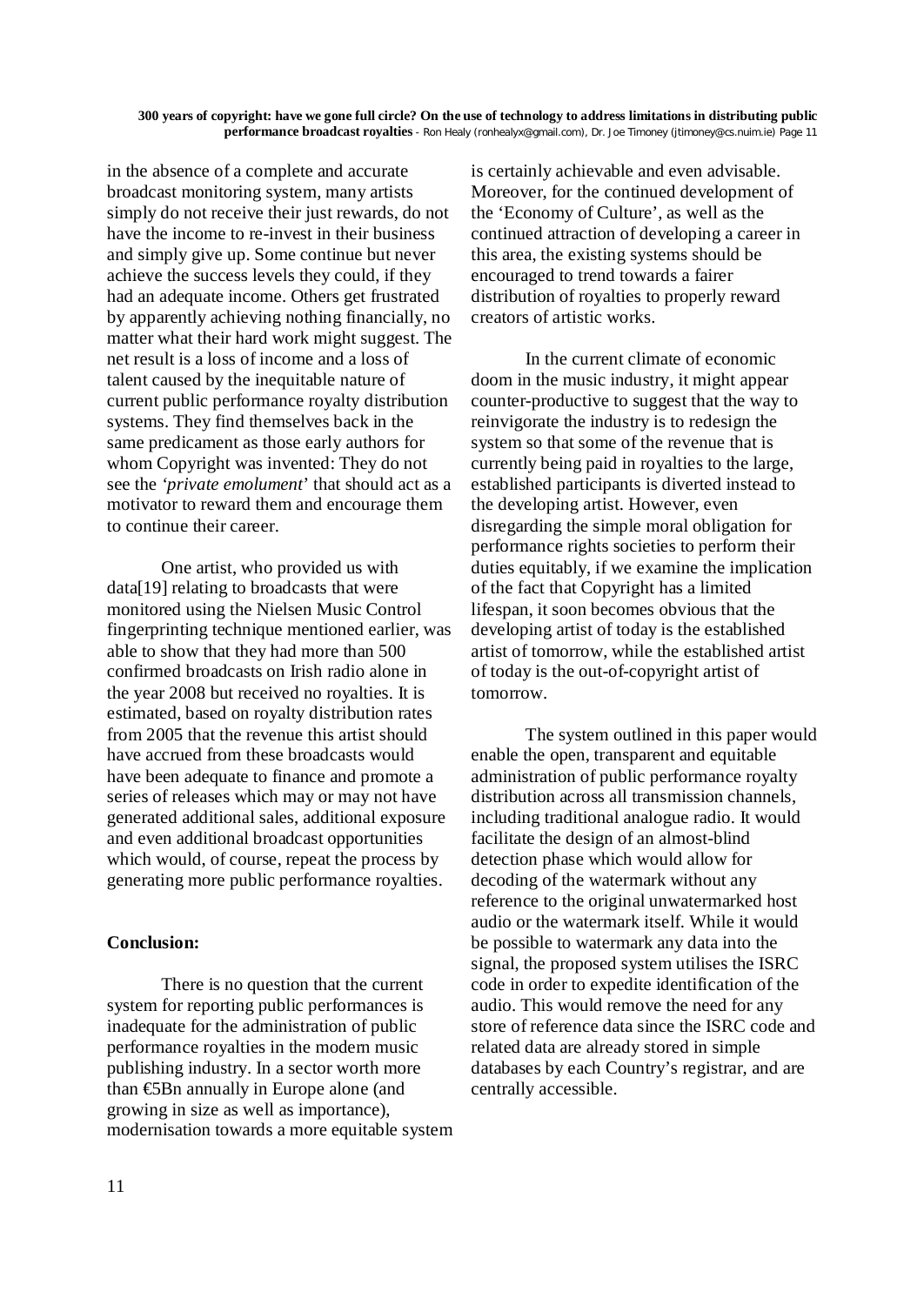in the absence of a complete and accurate broadcast monitoring system, many artists simply do not receive their just rewards, do not have the income to re-invest in their business and simply give up. Some continue but never achieve the success levels they could, if they had an adequate income. Others get frustrated by apparently achieving nothing financially, no matter what their hard work might suggest. The net result is a loss of income and a loss of talent caused by the inequitable nature of current public performance royalty distribution systems. They find themselves back in the same predicament as those early authors for whom Copyright was invented: They do not see the *'private emolument*' that should act as a motivator to reward them and encourage them to continue their career.

One artist, who provided us with data[19] relating to broadcasts that were monitored using the Nielsen Music Control fingerprinting technique mentioned earlier, was able to show that they had more than 500 confirmed broadcasts on Irish radio alone in the year 2008 but received no royalties. It is estimated, based on royalty distribution rates from 2005 that the revenue this artist should have accrued from these broadcasts would have been adequate to finance and promote a series of releases which may or may not have generated additional sales, additional exposure and even additional broadcast opportunities which would, of course, repeat the process by generating more public performance royalties.

**Conclusion:**

There is no question that the current system for reporting public performances is inadequate for the administration of public performance royalties in the modern music publishing industry. In a sector worth more than €5Bn annually in Europe alone (and growing in size as well as importance), modernisation towards a more equitable system is certainly achievable and even advisable. Moreover, for the continued development of the 'Economy of Culture', as well as the continued attraction of developing a career in this area, the existing systems should be encouraged to trend towards a fairer distribution of royalties to properly reward creators of artistic works.

In the current climate of economic doom in the music industry, it might appear counter-productive to suggest that the way to reinvigorate the industry is to redesign the system so that some of the revenue that is currently being paid in royalties to the large, established participants is diverted instead to the developing artist. However, even disregarding the simple moral obligation for performance rights societies to perform their duties equitably, if we examine the implication of the fact that Copyright has a limited lifespan, it soon becomes obvious that the developing artist of today is the established artist of tomorrow, while the established artist of today is the out-of-copyright artist of tomorrow.

The system outlined in this paper would enable the open, transparent and equitable administration of public performance royalty distribution across all transmission channels, including traditional analogue radio. It would facilitate the design of an almost-blind detection phase which would allow for decoding of the watermark without any reference to the original unwatermarked host audio or the watermark itself. While it would be possible to watermark any data into the signal, the proposed system utilises the ISRC code in order to expedite identification of the audio. This would remove the need for any store of reference data since the ISRC code and related data are already stored in simple databases by each Country's registrar, and are centrally accessible.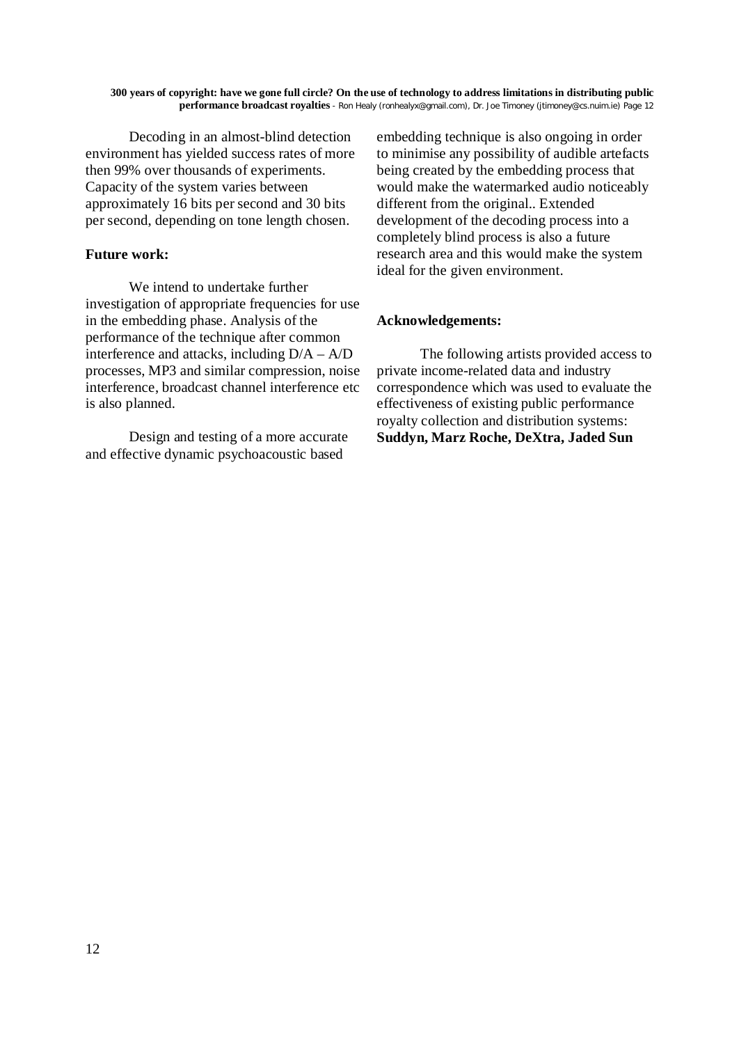Decoding in an almost-blind detection environment has yielded success rates of more then 99% over thousands of experiments. Capacity of the system varies between approximately 16 bits per second and 30 bits per second, depending on tone length chosen.

**Future work:**

We intend to undertake further investigation of appropriate frequencies for use in the embedding phase. Analysis of the performance of the technique after common interference and attacks, including D/A – A/D processes, MP3 and similar compression, noise interference, broadcast channel interference etc is also planned.

Design and testing of a more accurate and effective dynamic psychoacoustic based embedding technique is also ongoing in order to minimise any possibility of audible artefacts being created by the embedding process that would make the watermarked audio noticeably different from the original.. Extended development of the decoding process into a completely blind process is also a future research area and this would make the system ideal for the given environment.

**Acknowledgements:**

The following artists provided access to private income-related data and industry correspondence which was used to evaluate the effectiveness of existing public performance royalty collection and distribution systems: **Suddyn, Marz Roche, DeXtra, Jaded Sun**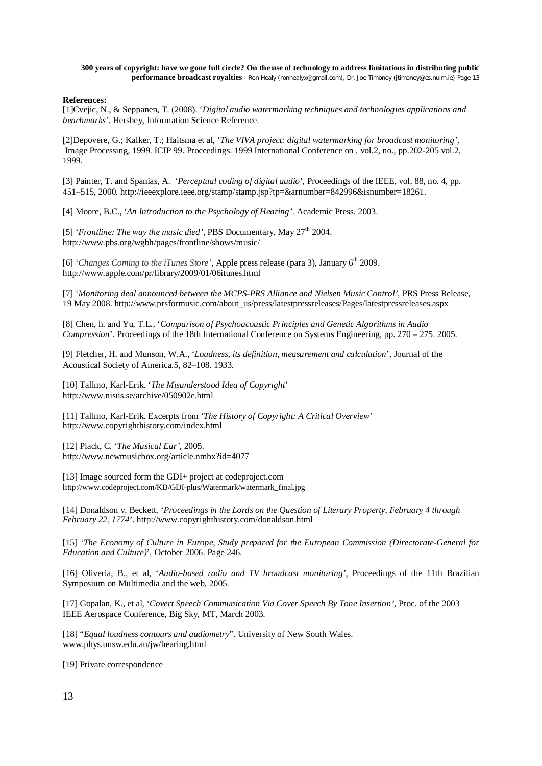**References:**

[1]Cvejic, N., & Seppanen, T. (2008). '*Digital audio watermarking techniques and technologies applications and benchmarks'*. Hershey, Information Science Reference.

[2]Depovere, G.; Kalker, T.; Haitsma et al, '*The VIVA project: digital watermarking for broadcast monitoring'*, Image Processing, 1999. ICIP 99. Proceedings. 1999 International Conference on , vol.2, no., pp.202-205 vol.2, 1999.

[3] Painter, T. and Spanias, A. '*Perceptual coding of digital audio*', Proceedings of the IEEE, vol. 88, no. 4, pp. 451–515, 2000. http://ieeexplore.ieee.org/stamp/stamp.jsp?tp=&arnumber=842996&isnumber=18261.

[4] Moore, B.C., '*An Introduction to the Psychology of Hearing'*. Academic Press. 2003.

[5] '*Frontline: The way the music died'*, PBS Documentary, May 27th 2004. http://www.pbs.org/wgbh/pages/frontline/shows/music/

[6] '*Changes Coming to the iTunes Store'*, Apple press release (para 3), January 6th 2009. http://www.apple.com/pr/library/2009/01/06itunes.html

[7] '*Monitoring deal announced between the MCPS-PRS Alliance and Nielsen Music Control'*, PRS Press Release, 19 May 2008. http://www.prsformusic.com/about_us/press/latestpressreleases/Pages/latestpressreleases.aspx

[8] Chen, h. and Yu, T.L., '*Comparison of Psychoacoustic Principles and Genetic Algorithms in Audio Compression*'. Proceedings of the 18th International Conference on Systems Engineering, pp. 270 – 275. 2005.

[9] Fletcher, H. and Munson, W.A., '*Loudness, its definition, measurement and calculation*', Journal of the Acoustical Society of America.5, 82–108. 1933.

[10] Tallmo, Karl-Erik. '*The Misunderstood Idea of Copyright*' http://www.nisus.se/archive/050902e.html

[11] Tallmo, Karl-Erik. Excerpts from '*The History of Copyright: A Critical Overview'* http://www.copyrighthistory.com/index.html

[12] Plack, C. '*The Musical Ear'*, 2005. http://www.newmusicbox.org/article.nmbx?id=4077

[13] Image sourced form the GDI+ project at codeproject.com http://www.codeproject.com/KB/GDI-plus/Watermark/watermark_final.jpg

[14] Donaldson v. Beckett, '*Proceedings in the Lords on the Question of Literary Property, February 4 through February 22, 1774*'. http://www.copyrighthistory.com/donaldson.html

[15] '*The Economy of Culture in Europe, Study prepared for the European Commission (Directorate-General for Education and Culture)*', October 2006. Page 246.

[16] Oliveria, B., et al, '*Audio-based radio and TV broadcast monitoring'*, Proceedings of the 11th Brazilian Symposium on Multimedia and the web, 2005.

[17] Gopalan, K., et al, '*Covert Speech Communication Via Cover Speech By Tone Insertion'*, Proc. of the 2003 IEEE Aerospace Conference, Big Sky, MT, March 2003.

[18] "*Equal loudness contours and audiometry*". University of New South Wales. www.phys.unsw.edu.au/jw/hearing.html

[19] Private correspondence